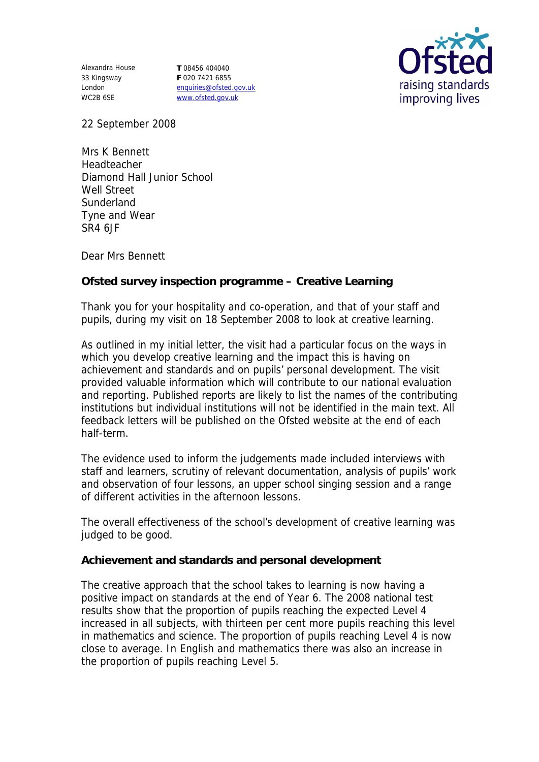Alexandra House
33 Kingsway
London
WC2B 6SE

**T** 08456 404040
**F** 020 7421 6855
enquiries@ofsted.gov.uk
www.ofsted.gov.uk

Ofsted
raising standards
improving lives

22 September 2008

Mrs K Bennett
Headteacher
Diamond Hall Junior School
Well Street
Sunderland
Tyne and Wear
SR4 6JF

Dear Mrs Bennett

**Ofsted survey inspection programme – Creative Learning**

Thank you for your hospitality and co-operation, and that of your staff and pupils, during my visit on 18 September 2008 to look at creative learning.

As outlined in my initial letter, the visit had a particular focus on the ways in which you develop creative learning and the impact this is having on achievement and standards and on pupils' personal development. The visit provided valuable information which will contribute to our national evaluation and reporting. Published reports are likely to list the names of the contributing institutions but individual institutions will not be identified in the main text. All feedback letters will be published on the Ofsted website at the end of each half-term.

The evidence used to inform the judgements made included interviews with staff and learners, scrutiny of relevant documentation, analysis of pupils' work and observation of four lessons, an upper school singing session and a range of different activities in the afternoon lessons.

The overall effectiveness of the school's development of creative learning was judged to be good.

**Achievement and standards and personal development**

The creative approach that the school takes to learning is now having a positive impact on standards at the end of Year 6. The 2008 national test results show that the proportion of pupils reaching the expected Level 4 increased in all subjects, with thirteen per cent more pupils reaching this level in mathematics and science. The proportion of pupils reaching Level 4 is now close to average. In English and mathematics there was also an increase in the proportion of pupils reaching Level 5.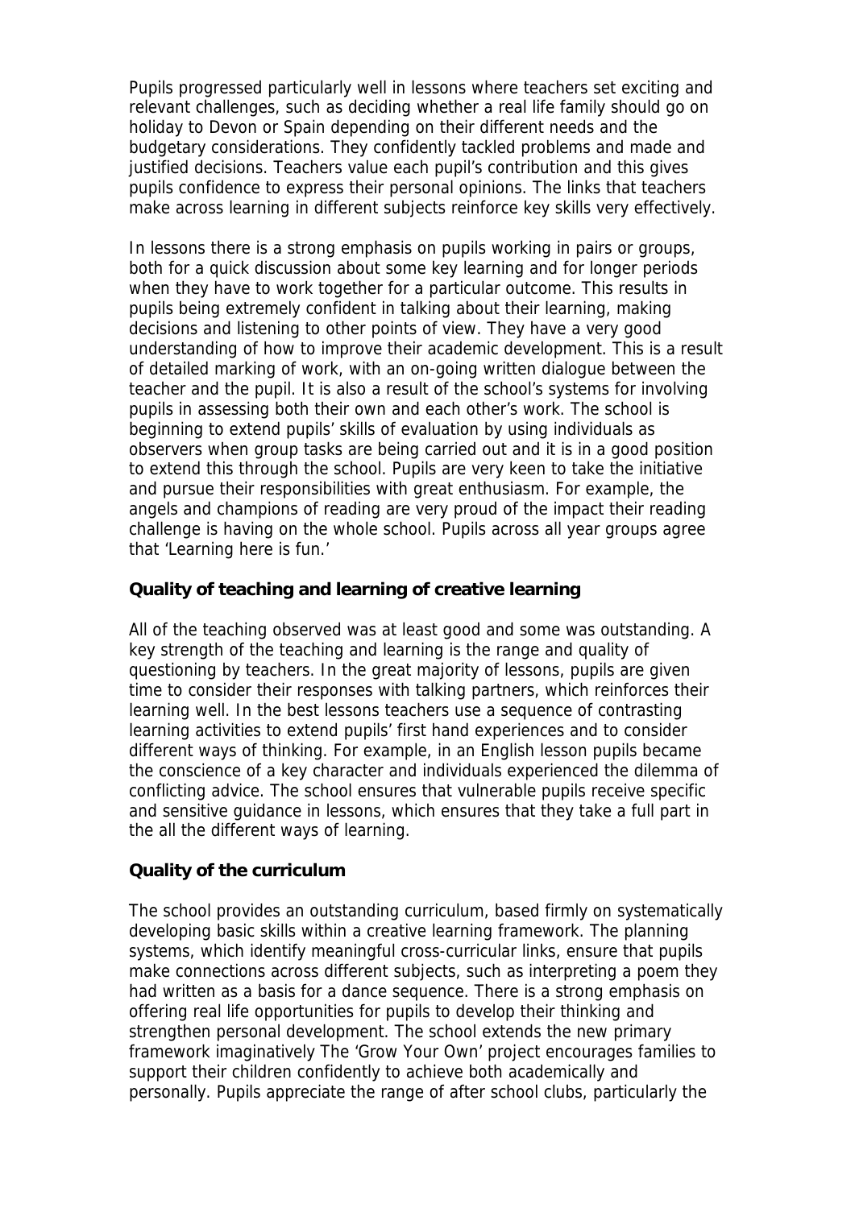Pupils progressed particularly well in lessons where teachers set exciting and relevant challenges, such as deciding whether a real life family should go on holiday to Devon or Spain depending on their different needs and the budgetary considerations. They confidently tackled problems and made and justified decisions. Teachers value each pupil's contribution and this gives pupils confidence to express their personal opinions. The links that teachers make across learning in different subjects reinforce key skills very effectively.

In lessons there is a strong emphasis on pupils working in pairs or groups, both for a quick discussion about some key learning and for longer periods when they have to work together for a particular outcome. This results in pupils being extremely confident in talking about their learning, making decisions and listening to other points of view. They have a very good understanding of how to improve their academic development. This is a result of detailed marking of work, with an on-going written dialogue between the teacher and the pupil. It is also a result of the school's systems for involving pupils in assessing both their own and each other's work. The school is beginning to extend pupils' skills of evaluation by using individuals as observers when group tasks are being carried out and it is in a good position to extend this through the school. Pupils are very keen to take the initiative and pursue their responsibilities with great enthusiasm. For example, the angels and champions of reading are very proud of the impact their reading challenge is having on the whole school. Pupils across all year groups agree that 'Learning here is fun.'

**Quality of teaching and learning of creative learning**

All of the teaching observed was at least good and some was outstanding. A key strength of the teaching and learning is the range and quality of questioning by teachers. In the great majority of lessons, pupils are given time to consider their responses with talking partners, which reinforces their learning well. In the best lessons teachers use a sequence of contrasting learning activities to extend pupils' first hand experiences and to consider different ways of thinking. For example, in an English lesson pupils became the conscience of a key character and individuals experienced the dilemma of conflicting advice. The school ensures that vulnerable pupils receive specific and sensitive guidance in lessons, which ensures that they take a full part in the all the different ways of learning.

**Quality of the curriculum**

The school provides an outstanding curriculum, based firmly on systematically developing basic skills within a creative learning framework. The planning systems, which identify meaningful cross-curricular links, ensure that pupils make connections across different subjects, such as interpreting a poem they had written as a basis for a dance sequence. There is a strong emphasis on offering real life opportunities for pupils to develop their thinking and strengthen personal development. The school extends the new primary framework imaginatively The 'Grow Your Own' project encourages families to support their children confidently to achieve both academically and personally. Pupils appreciate the range of after school clubs, particularly the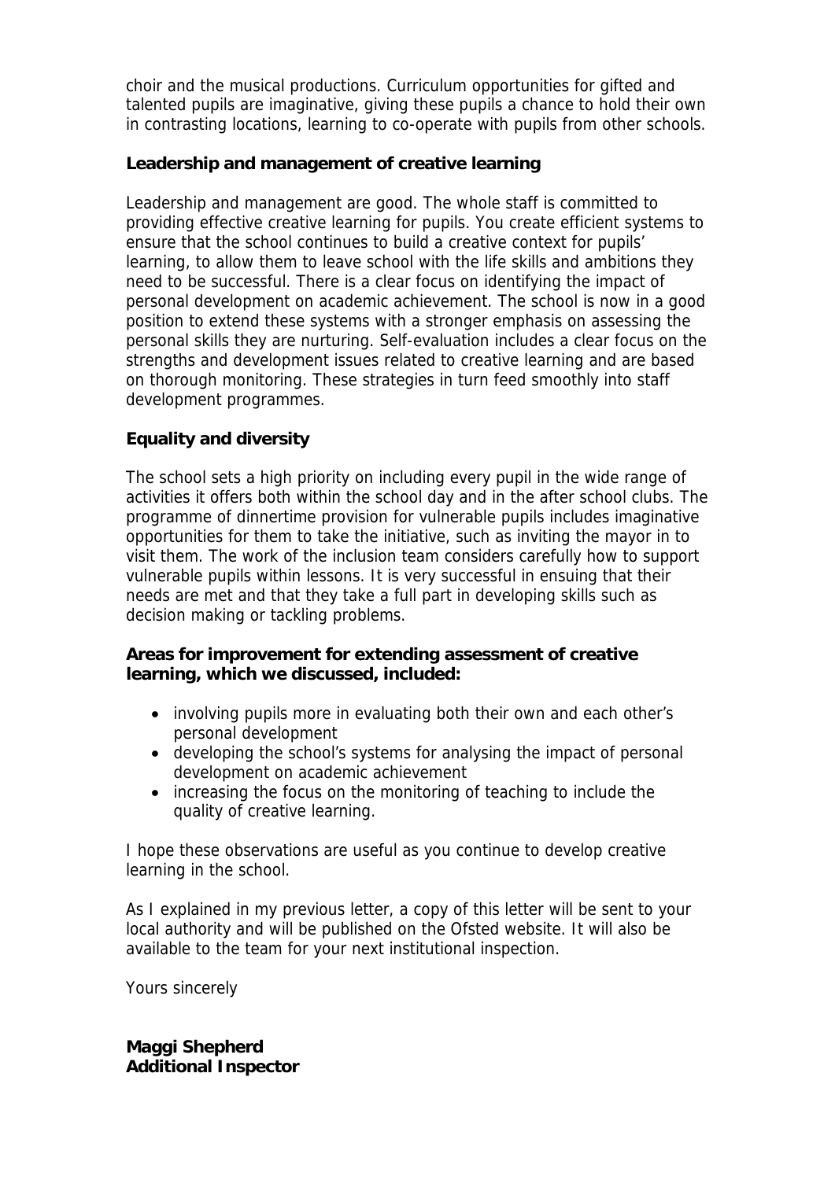choir and the musical productions. Curriculum opportunities for gifted and talented pupils are imaginative, giving these pupils a chance to hold their own in contrasting locations, learning to co-operate with pupils from other schools.

**Leadership and management of creative learning**

Leadership and management are good. The whole staff is committed to providing effective creative learning for pupils. You create efficient systems to ensure that the school continues to build a creative context for pupils' learning, to allow them to leave school with the life skills and ambitions they need to be successful. There is a clear focus on identifying the impact of personal development on academic achievement. The school is now in a good position to extend these systems with a stronger emphasis on assessing the personal skills they are nurturing. Self-evaluation includes a clear focus on the strengths and development issues related to creative learning and are based on thorough monitoring. These strategies in turn feed smoothly into staff development programmes.

**Equality and diversity**

The school sets a high priority on including every pupil in the wide range of activities it offers both within the school day and in the after school clubs. The programme of dinnertime provision for vulnerable pupils includes imaginative opportunities for them to take the initiative, such as inviting the mayor in to visit them. The work of the inclusion team considers carefully how to support vulnerable pupils within lessons. It is very successful in ensuing that their needs are met and that they take a full part in developing skills such as decision making or tackling problems.

**Areas for improvement for extending assessment of creative learning, which we discussed, included:**

- involving pupils more in evaluating both their own and each other's personal development
- developing the school's systems for analysing the impact of personal development on academic achievement
- increasing the focus on the monitoring of teaching to include the quality of creative learning.

I hope these observations are useful as you continue to develop creative learning in the school.

As I explained in my previous letter, a copy of this letter will be sent to your local authority and will be published on the Ofsted website. It will also be available to the team for your next institutional inspection.

Yours sincerely

**Maggi Shepherd**
**Additional Inspector**